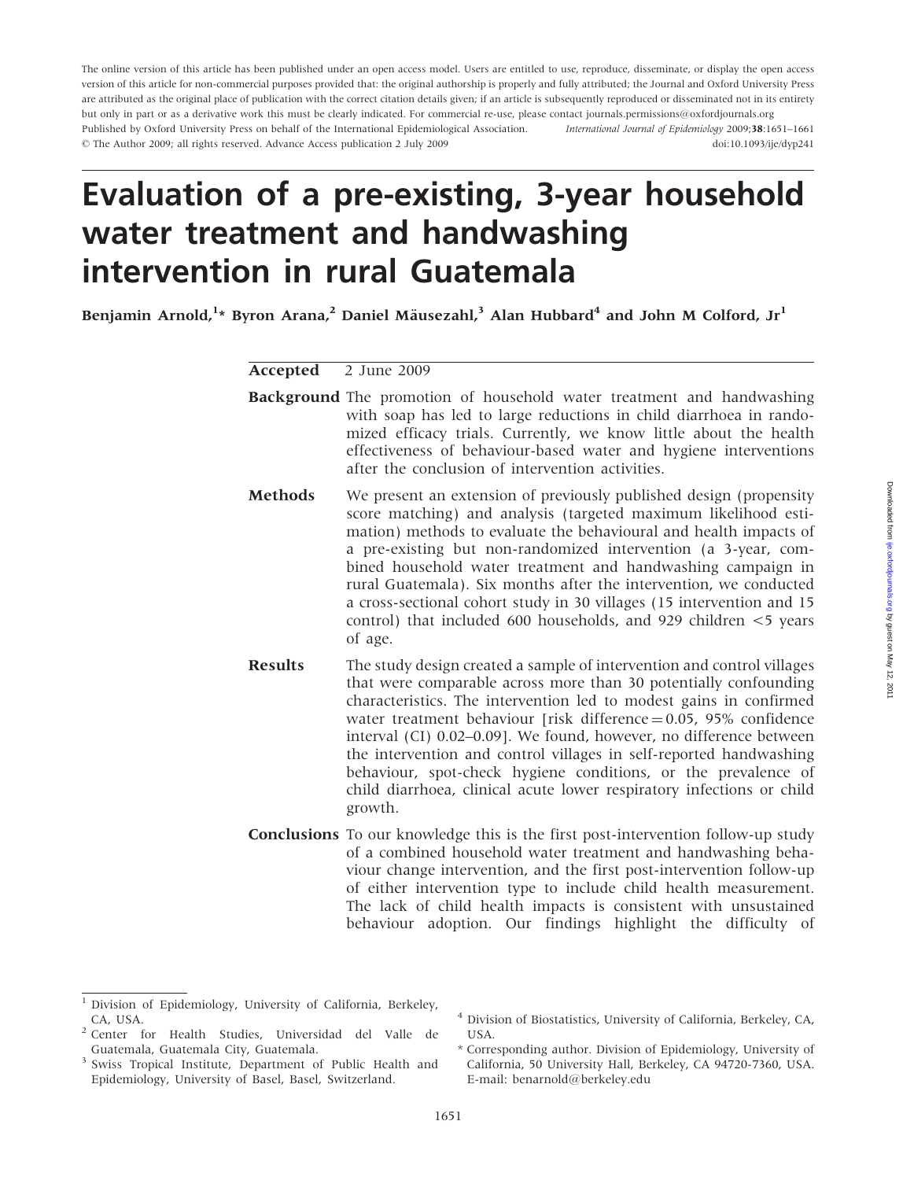The online version of this article has been published under an open access model. Users are entitled to use, reproduce, disseminate, or display the open access version of this article for non-commercial purposes provided that: the original authorship is properly and fully attributed; the Journal and Oxford University Press are attributed as the original place of publication with the correct citation details given; if an article is subsequently reproduced or disseminated not in its entirety but only in part or as a derivative work this must be clearly indicated. For commercial re-use, please contact journals.permissions@oxfordjournals.org

Published by Oxford University Press on behalf of the International Epidemiological Association. *International Journal of Epidemiology* 2009;**38**:1651–1661

© The Author 2009; all rights reserved. Advance Access publication 2 July 2009 doi:10.1093/ije/dyp241

# Evaluation of a pre-existing, 3-year household water treatment and handwashing intervention in rural Guatemala

**Benjamin Arnold,[1]* Byron Arana,[2] Daniel Mäusezahl,[3] Alan Hubbard[4] and John M Colford, Jr[1]**

**Accepted** 2 June 2009

**Background** The promotion of household water treatment and handwashing with soap has led to large reductions in child diarrhoea in randomized efficacy trials. Currently, we know little about the health effectiveness of behaviour-based water and hygiene interventions after the conclusion of intervention activities.

**Methods** We present an extension of previously published design (propensity score matching) and analysis (targeted maximum likelihood estimation) methods to evaluate the behavioural and health impacts of a pre-existing but non-randomized intervention (a 3-year, combined household water treatment and handwashing campaign in rural Guatemala). Six months after the intervention, we conducted a cross-sectional cohort study in 30 villages (15 intervention and 15 control) that included 600 households, and 929 children <5 years of age.

**Results** The study design created a sample of intervention and control villages that were comparable across more than 30 potentially confounding characteristics. The intervention led to modest gains in confirmed water treatment behaviour [risk difference = 0.05, 95% confidence interval (CI) 0.02–0.09]. We found, however, no difference between the intervention and control villages in self-reported handwashing behaviour, spot-check hygiene conditions, or the prevalence of child diarrhoea, clinical acute lower respiratory infections or child growth.

**Conclusions** To our knowledge this is the first post-intervention follow-up study of a combined household water treatment and handwashing behaviour change intervention, and the first post-intervention follow-up of either intervention type to include child health measurement. The lack of child health impacts is consistent with unsustained behaviour adoption. Our findings highlight the difficulty of

---

[1] Division of Epidemiology, University of California, Berkeley, CA, USA.

[2] Center for Health Studies, Universidad del Valle de Guatemala, Guatemala City, Guatemala.

[3] Swiss Tropical Institute, Department of Public Health and Epidemiology, University of Basel, Basel, Switzerland.

[4] Division of Biostatistics, University of California, Berkeley, CA, USA.

\* Corresponding author. Division of Epidemiology, University of California, 50 University Hall, Berkeley, CA 94720-7360, USA. E-mail: benarnold@berkeley.edu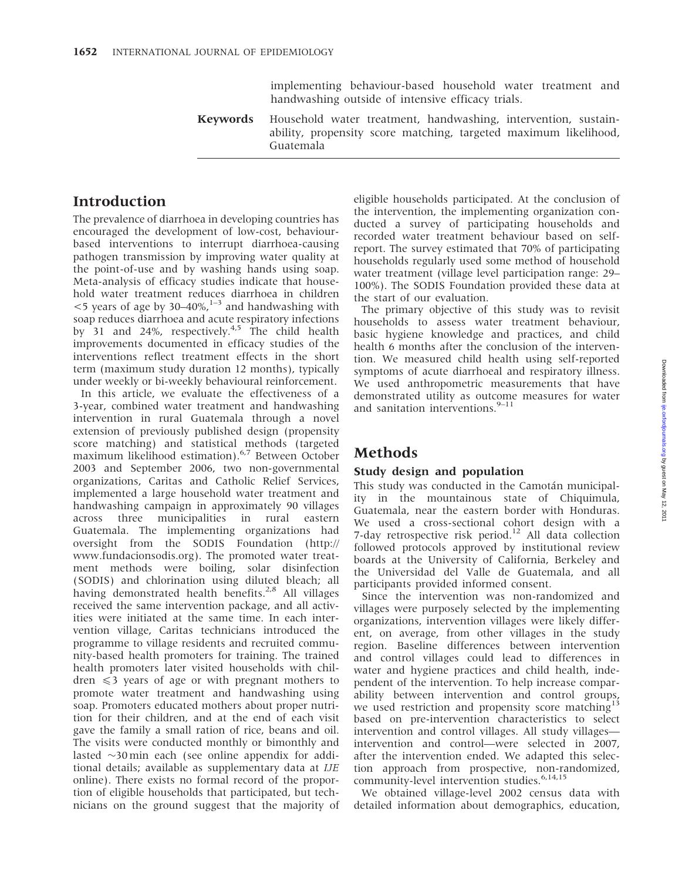implementing behaviour-based household water treatment and handwashing outside of intensive efficacy trials.

**Keywords** Household water treatment, handwashing, intervention, sustainability, propensity score matching, targeted maximum likelihood, Guatemala

## Introduction

The prevalence of diarrhoea in developing countries has encouraged the development of low-cost, behaviour-based interventions to interrupt diarrhoea-causing pathogen transmission by improving water quality at the point-of-use and by washing hands using soap. Meta-analysis of efficacy studies indicate that household water treatment reduces diarrhoea in children <5 years of age by 30–40%,[1–3] and handwashing with soap reduces diarrhoea and acute respiratory infections by 31 and 24%, respectively.[4,5] The child health improvements documented in efficacy studies of the interventions reflect treatment effects in the short term (maximum study duration 12 months), typically under weekly or bi-weekly behavioural reinforcement.

In this article, we evaluate the effectiveness of a 3-year, combined water treatment and handwashing intervention in rural Guatemala through a novel extension of previously published design (propensity score matching) and statistical methods (targeted maximum likelihood estimation).[6,7] Between October 2003 and September 2006, two non-governmental organizations, Caritas and Catholic Relief Services, implemented a large household water treatment and handwashing campaign in approximately 90 villages across three municipalities in rural eastern Guatemala. The implementing organizations had oversight from the SODIS Foundation (http://www.fundacionsodis.org). The promoted water treatment methods were boiling, solar disinfection (SODIS) and chlorination using diluted bleach; all having demonstrated health benefits.[2,8] All villages received the same intervention package, and all activities were initiated at the same time. In each intervention village, Caritas technicians introduced the programme to village residents and recruited community-based health promoters for training. The trained health promoters later visited households with children ⩽3 years of age or with pregnant mothers to promote water treatment and handwashing using soap. Promoters educated mothers about proper nutrition for their children, and at the end of each visit gave the family a small ration of rice, beans and oil. The visits were conducted monthly or bimonthly and lasted ~30 min each (see online appendix for additional details; available as supplementary data at *IJE* online). There exists no formal record of the proportion of eligible households that participated, but technicians on the ground suggest that the majority of eligible households participated. At the conclusion of the intervention, the implementing organization conducted a survey of participating households and recorded water treatment behaviour based on self-report. The survey estimated that 70% of participating households regularly used some method of household water treatment (village level participation range: 29–100%). The SODIS Foundation provided these data at the start of our evaluation.

The primary objective of this study was to revisit households to assess water treatment behaviour, basic hygiene knowledge and practices, and child health 6 months after the conclusion of the intervention. We measured child health using self-reported symptoms of acute diarrhoeal and respiratory illness. We used anthropometric measurements that have demonstrated utility as outcome measures for water and sanitation interventions.[9–11]

## Methods

### Study design and population

This study was conducted in the Camotán municipality in the mountainous state of Chiquimula, Guatemala, near the eastern border with Honduras. We used a cross-sectional cohort design with a 7-day retrospective risk period.[12] All data collection followed protocols approved by institutional review boards at the University of California, Berkeley and the Universidad del Valle de Guatemala, and all participants provided informed consent.

Since the intervention was non-randomized and villages were purposely selected by the implementing organizations, intervention villages were likely different, on average, from other villages in the study region. Baseline differences between intervention and control villages could lead to differences in water and hygiene practices and child health, independent of the intervention. To help increase comparability between intervention and control groups, we used restriction and propensity score matching[13] based on pre-intervention characteristics to select intervention and control villages. All study villages—intervention and control—were selected in 2007, after the intervention ended. We adapted this selection approach from prospective, non-randomized, community-level intervention studies.[6,14,15]

We obtained village-level 2002 census data with detailed information about demographics, education,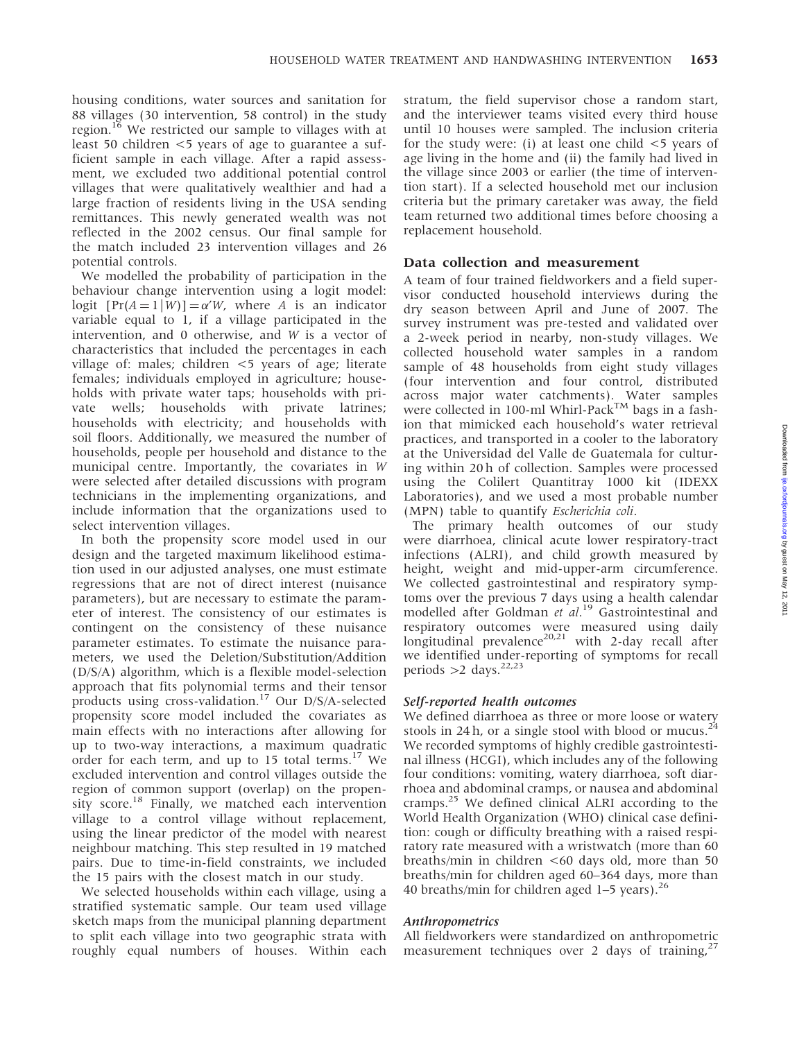housing conditions, water sources and sanitation for 88 villages (30 intervention, 58 control) in the study region.[16] We restricted our sample to villages with at least 50 children <5 years of age to guarantee a sufficient sample in each village. After a rapid assessment, we excluded two additional potential control villages that were qualitatively wealthier and had a large fraction of residents living in the USA sending remittances. This newly generated wealth was not reflected in the 2002 census. Our final sample for the match included 23 intervention villages and 26 potential controls.

We modelled the probability of participation in the behaviour change intervention using a logit model: logit $[\Pr(A = 1|W)] = \alpha' W$, where $A$ is an indicator variable equal to 1, if a village participated in the intervention, and 0 otherwise, and $W$ is a vector of characteristics that included the percentages in each village of: males; children <5 years of age; literate females; individuals employed in agriculture; households with private water taps; households with private wells; households with private latrines; households with electricity; and households with soil floors. Additionally, we measured the number of households, people per household and distance to the municipal centre. Importantly, the covariates in $W$ were selected after detailed discussions with program technicians in the implementing organizations, and include information that the organizations used to select intervention villages.

In both the propensity score model used in our design and the targeted maximum likelihood estimation used in our adjusted analyses, one must estimate regressions that are not of direct interest (nuisance parameters), but are necessary to estimate the parameter of interest. The consistency of our estimates is contingent on the consistency of these nuisance parameter estimates. To estimate the nuisance parameters, we used the Deletion/Substitution/Addition (D/S/A) algorithm, which is a flexible model-selection approach that fits polynomial terms and their tensor products using cross-validation.[17] Our D/S/A-selected propensity score model included the covariates as main effects with no interactions after allowing for up to two-way interactions, a maximum quadratic order for each term, and up to 15 total terms.[17] We excluded intervention and control villages outside the region of common support (overlap) on the propensity score.[18] Finally, we matched each intervention village to a control village without replacement, using the linear predictor of the model with nearest neighbour matching. This step resulted in 19 matched pairs. Due to time-in-field constraints, we included the 15 pairs with the closest match in our study.

We selected households within each village, using a stratified systematic sample. Our team used village sketch maps from the municipal planning department to split each village into two geographic strata with roughly equal numbers of houses. Within each stratum, the field supervisor chose a random start, and the interviewer teams visited every third house until 10 houses were sampled. The inclusion criteria for the study were: (i) at least one child <5 years of age living in the home and (ii) the family had lived in the village since 2003 or earlier (the time of intervention start). If a selected household met our inclusion criteria but the primary caretaker was away, the field team returned two additional times before choosing a replacement household.

## Data collection and measurement

A team of four trained fieldworkers and a field supervisor conducted household interviews during the dry season between April and June of 2007. The survey instrument was pre-tested and validated over a 2-week period in nearby, non-study villages. We collected household water samples in a random sample of 48 households from eight study villages (four intervention and four control, distributed across major water catchments). Water samples were collected in 100-ml Whirl-Pack™ bags in a fashion that mimicked each household's water retrieval practices, and transported in a cooler to the laboratory at the Universidad del Valle de Guatemala for culturing within 20 h of collection. Samples were processed using the Colilert Quantitray 1000 kit (IDEXX Laboratories), and we used a most probable number (MPN) table to quantify *Escherichia coli*.

The primary health outcomes of our study were diarrhoea, clinical acute lower respiratory-tract infections (ALRI), and child growth measured by height, weight and mid-upper-arm circumference. We collected gastrointestinal and respiratory symptoms over the previous 7 days using a health calendar modelled after Goldman *et al*.[19] Gastrointestinal and respiratory outcomes were measured using daily longitudinal prevalence[20,21] with 2-day recall after we identified under-reporting of symptoms for recall periods >2 days.[22,23]

### Self-reported health outcomes

We defined diarrhoea as three or more loose or watery stools in 24 h, or a single stool with blood or mucus.[24] We recorded symptoms of highly credible gastrointestinal illness (HCGI), which includes any of the following four conditions: vomiting, watery diarrhoea, soft diarrhoea and abdominal cramps, or nausea and abdominal cramps.[25] We defined clinical ALRI according to the World Health Organization (WHO) clinical case definition: cough or difficulty breathing with a raised respiratory rate measured with a wristwatch (more than 60 breaths/min in children <60 days old, more than 50 breaths/min for children aged 60–364 days, more than 40 breaths/min for children aged 1–5 years).[26]

### Anthropometrics

All fieldworkers were standardized on anthropometric measurement techniques over 2 days of training,[27]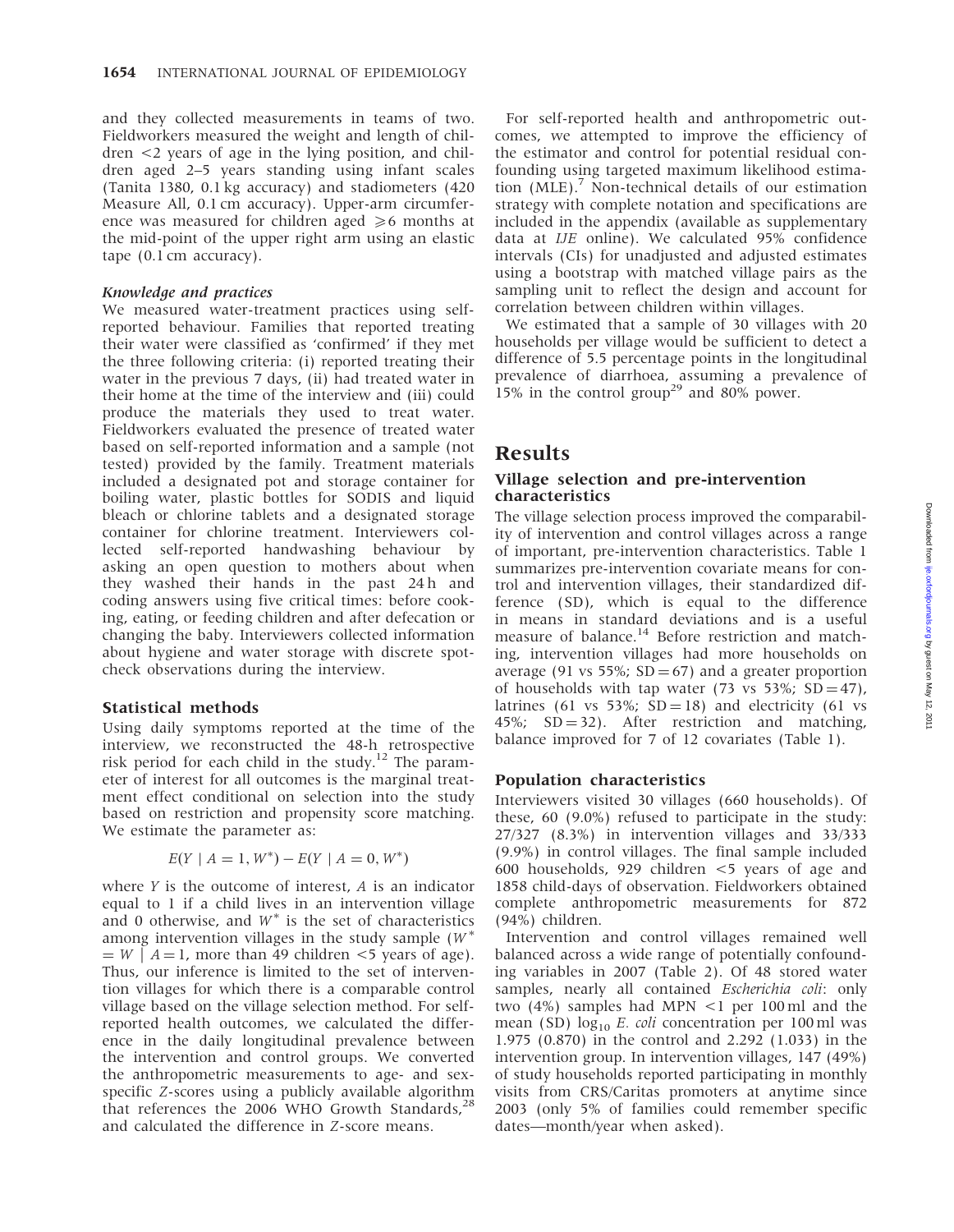and they collected measurements in teams of two. Fieldworkers measured the weight and length of children <2 years of age in the lying position, and children aged 2–5 years standing using infant scales (Tanita 1380, 0.1 kg accuracy) and stadiometers (420 Measure All, 0.1 cm accuracy). Upper-arm circumference was measured for children aged ⩾6 months at the mid-point of the upper right arm using an elastic tape (0.1 cm accuracy).

#### *Knowledge and practices*

We measured water-treatment practices using self-reported behaviour. Families that reported treating their water were classified as 'confirmed' if they met the three following criteria: (i) reported treating their water in the previous 7 days, (ii) had treated water in their home at the time of the interview and (iii) could produce the materials they used to treat water. Fieldworkers evaluated the presence of treated water based on self-reported information and a sample (not tested) provided by the family. Treatment materials included a designated pot and storage container for boiling water, plastic bottles for SODIS and liquid bleach or chlorine tablets and a designated storage container for chlorine treatment. Interviewers collected self-reported handwashing behaviour by asking an open question to mothers about when they washed their hands in the past 24 h and coding answers using five critical times: before cooking, eating, or feeding children and after defecation or changing the baby. Interviewers collected information about hygiene and water storage with discrete spot-check observations during the interview.

### Statistical methods

Using daily symptoms reported at the time of the interview, we reconstructed the 48-h retrospective risk period for each child in the study.[12] The parameter of interest for all outcomes is the marginal treatment effect conditional on selection into the study based on restriction and propensity score matching. We estimate the parameter as:

$$E(Y \mid A = 1, W^*) - E(Y \mid A = 0, W^*)$$

where $Y$ is the outcome of interest, $A$ is an indicator equal to 1 if a child lives in an intervention village and 0 otherwise, and $W^*$ is the set of characteristics among intervention villages in the study sample ($W^* = W \mid A = 1$, more than 49 children <5 years of age). Thus, our inference is limited to the set of intervention villages for which there is a comparable control village based on the village selection method. For self-reported health outcomes, we calculated the difference in the daily longitudinal prevalence between the intervention and control groups. We converted the anthropometric measurements to age- and sex-specific $Z$-scores using a publicly available algorithm that references the 2006 WHO Growth Standards,[28] and calculated the difference in $Z$-score means.

For self-reported health and anthropometric outcomes, we attempted to improve the efficiency of the estimator and control for potential residual confounding using targeted maximum likelihood estimation (MLE).[7] Non-technical details of our estimation strategy with complete notation and specifications are included in the appendix (available as supplementary data at *IJE* online). We calculated 95% confidence intervals (CIs) for unadjusted and adjusted estimates using a bootstrap with matched village pairs as the sampling unit to reflect the design and account for correlation between children within villages.

We estimated that a sample of 30 villages with 20 households per village would be sufficient to detect a difference of 5.5 percentage points in the longitudinal prevalence of diarrhoea, assuming a prevalence of 15% in the control group[29] and 80% power.

## Results

### Village selection and pre-intervention characteristics

The village selection process improved the comparability of intervention and control villages across a range of important, pre-intervention characteristics. Table 1 summarizes pre-intervention covariate means for control and intervention villages, their standardized difference (SD), which is equal to the difference in means in standard deviations and is a useful measure of balance.[14] Before restriction and matching, intervention villages had more households on average (91 vs 55%; SD = 67) and a greater proportion of households with tap water (73 vs 53%; SD = 47), latrines (61 vs 53%; SD = 18) and electricity (61 vs 45%; SD = 32). After restriction and matching, balance improved for 7 of 12 covariates (Table 1).

### Population characteristics

Interviewers visited 30 villages (660 households). Of these, 60 (9.0%) refused to participate in the study: 27/327 (8.3%) in intervention villages and 33/333 (9.9%) in control villages. The final sample included 600 households, 929 children <5 years of age and 1858 child-days of observation. Fieldworkers obtained complete anthropometric measurements for 872 (94%) children.

Intervention and control villages remained well balanced across a wide range of potentially confounding variables in 2007 (Table 2). Of 48 stored water samples, nearly all contained *Escherichia coli*: only two (4%) samples had MPN <1 per 100 ml and the mean (SD) $\log_{10}$ *E. coli* concentration per 100 ml was 1.975 (0.870) in the control and 2.292 (1.033) in the intervention group. In intervention villages, 147 (49%) of study households reported participating in monthly visits from CRS/Caritas promoters at anytime since 2003 (only 5% of families could remember specific dates—month/year when asked).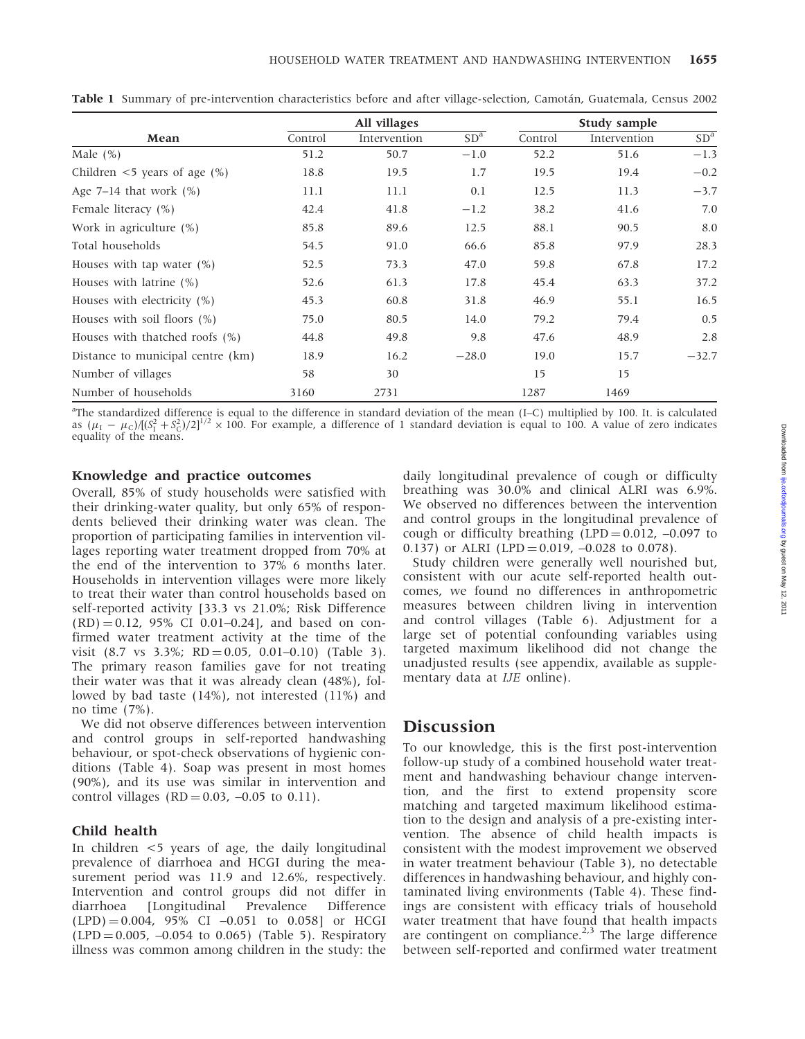**Table 1** Summary of pre-intervention characteristics before and after village-selection, Camotán, Guatemala, Census 2002

| Mean | All villages | | | Study sample | | |
|---|---|---|---|---|---|---|
| | Control | Intervention | SD[a] | Control | Intervention | SD[a] |
| Male (%) | 51.2 | 50.7 | −1.0 | 52.2 | 51.6 | −1.3 |
| Children <5 years of age (%) | 18.8 | 19.5 | 1.7 | 19.5 | 19.4 | −0.2 |
| Age 7–14 that work (%) | 11.1 | 11.1 | 0.1 | 12.5 | 11.3 | −3.7 |
| Female literacy (%) | 42.4 | 41.8 | −1.2 | 38.2 | 41.6 | 7.0 |
| Work in agriculture (%) | 85.8 | 89.6 | 12.5 | 88.1 | 90.5 | 8.0 |
| Total households | 54.5 | 91.0 | 66.6 | 85.8 | 97.9 | 28.3 |
| Houses with tap water (%) | 52.5 | 73.3 | 47.0 | 59.8 | 67.8 | 17.2 |
| Houses with latrine (%) | 52.6 | 61.3 | 17.8 | 45.4 | 63.3 | 37.2 |
| Houses with electricity (%) | 45.3 | 60.8 | 31.8 | 46.9 | 55.1 | 16.5 |
| Houses with soil floors (%) | 75.0 | 80.5 | 14.0 | 79.2 | 79.4 | 0.5 |
| Houses with thatched roofs (%) | 44.8 | 49.8 | 9.8 | 47.6 | 48.9 | 2.8 |
| Distance to municipal centre (km) | 18.9 | 16.2 | −28.0 | 19.0 | 15.7 | −32.7 |
| Number of villages | 58 | 30 | | 15 | 15 | |
| Number of households | 3160 | 2731 | | 1287 | 1469 | |

[a]The standardized difference is equal to the difference in standard deviation of the mean (I–C) multiplied by 100. It. is calculated as $(\mu_I - \mu_C)/[(S_I^2 + S_C^2)/2]^{1/2} \times 100$. For example, a difference of 1 standard deviation is equal to 100. A value of zero indicates equality of the means.

### Knowledge and practice outcomes

Overall, 85% of study households were satisfied with their drinking-water quality, but only 65% of respondents believed their drinking water was clean. The proportion of participating families in intervention villages reporting water treatment dropped from 70% at the end of the intervention to 37% 6 months later. Households in intervention villages were more likely to treat their water than control households based on self-reported activity [33.3 vs 21.0%; Risk Difference (RD) = 0.12, 95% CI 0.01–0.24], and based on confirmed water treatment activity at the time of the visit (8.7 vs 3.3%; RD = 0.05, 0.01–0.10) (Table 3). The primary reason families gave for not treating their water was that it was already clean (48%), followed by bad taste (14%), not interested (11%) and no time (7%).

We did not observe differences between intervention and control groups in self-reported handwashing behaviour, or spot-check observations of hygienic conditions (Table 4). Soap was present in most homes (90%), and its use was similar in intervention and control villages (RD = 0.03, –0.05 to 0.11).

### Child health

In children <5 years of age, the daily longitudinal prevalence of diarrhoea and HCGI during the measurement period was 11.9 and 12.6%, respectively. Intervention and control groups did not differ in diarrhoea [Longitudinal Prevalence Difference (LPD) = 0.004, 95% CI –0.051 to 0.058] or HCGI (LPD = 0.005, –0.054 to 0.065) (Table 5). Respiratory illness was common among children in the study: the daily longitudinal prevalence of cough or difficulty breathing was 30.0% and clinical ALRI was 6.9%. We observed no differences between the intervention and control groups in the longitudinal prevalence of cough or difficulty breathing (LPD = 0.012, –0.097 to 0.137) or ALRI (LPD = 0.019, –0.028 to 0.078).

Study children were generally well nourished but, consistent with our acute self-reported health outcomes, we found no differences in anthropometric measures between children living in intervention and control villages (Table 6). Adjustment for a large set of potential confounding variables using targeted maximum likelihood did not change the unadjusted results (see appendix, available as supplementary data at *IJE* online).

## Discussion

To our knowledge, this is the first post-intervention follow-up study of a combined household water treatment and handwashing behaviour change intervention, and the first to extend propensity score matching and targeted maximum likelihood estimation to the design and analysis of a pre-existing intervention. The absence of child health impacts is consistent with the modest improvement we observed in water treatment behaviour (Table 3), no detectable differences in handwashing behaviour, and highly contaminated living environments (Table 4). These findings are consistent with efficacy trials of household water treatment that have found that health impacts are contingent on compliance.[2,3] The large difference between self-reported and confirmed water treatment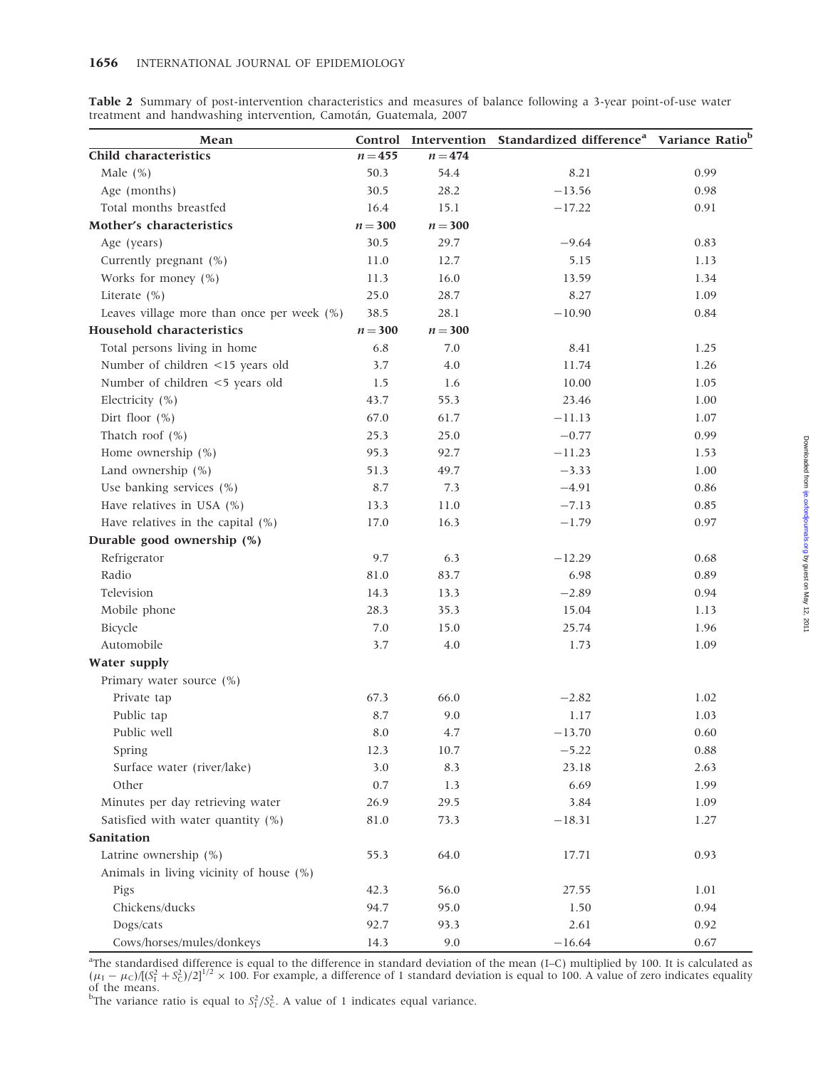**Table 2** Summary of post-intervention characteristics and measures of balance following a 3-year point-of-use water treatment and handwashing intervention, Camotán, Guatemala, 2007

| Mean | Control | Intervention | Standardized difference[a] | Variance Ratio[b] |
|---|---|---|---|---|
| **Child characteristics** | $n=455$ | $n=474$ | | |
| Male (%) | 50.3 | 54.4 | 8.21 | 0.99 |
| Age (months) | 30.5 | 28.2 | −13.56 | 0.98 |
| Total months breastfed | 16.4 | 15.1 | −17.22 | 0.91 |
| **Mother's characteristics** | $n=300$ | $n=300$ | | |
| Age (years) | 30.5 | 29.7 | −9.64 | 0.83 |
| Currently pregnant (%) | 11.0 | 12.7 | 5.15 | 1.13 |
| Works for money (%) | 11.3 | 16.0 | 13.59 | 1.34 |
| Literate (%) | 25.0 | 28.7 | 8.27 | 1.09 |
| Leaves village more than once per week (%) | 38.5 | 28.1 | −10.90 | 0.84 |
| **Household characteristics** | $n=300$ | $n=300$ | | |
| Total persons living in home | 6.8 | 7.0 | 8.41 | 1.25 |
| Number of children <15 years old | 3.7 | 4.0 | 11.74 | 1.26 |
| Number of children <5 years old | 1.5 | 1.6 | 10.00 | 1.05 |
| Electricity (%) | 43.7 | 55.3 | 23.46 | 1.00 |
| Dirt floor (%) | 67.0 | 61.7 | −11.13 | 1.07 |
| Thatch roof (%) | 25.3 | 25.0 | −0.77 | 0.99 |
| Home ownership (%) | 95.3 | 92.7 | −11.23 | 1.53 |
| Land ownership (%) | 51.3 | 49.7 | −3.33 | 1.00 |
| Use banking services (%) | 8.7 | 7.3 | −4.91 | 0.86 |
| Have relatives in USA (%) | 13.3 | 11.0 | −7.13 | 0.85 |
| Have relatives in the capital (%) | 17.0 | 16.3 | −1.79 | 0.97 |
| **Durable good ownership (%)** | | | | |
| Refrigerator | 9.7 | 6.3 | −12.29 | 0.68 |
| Radio | 81.0 | 83.7 | 6.98 | 0.89 |
| Television | 14.3 | 13.3 | −2.89 | 0.94 |
| Mobile phone | 28.3 | 35.3 | 15.04 | 1.13 |
| Bicycle | 7.0 | 15.0 | 25.74 | 1.96 |
| Automobile | 3.7 | 4.0 | 1.73 | 1.09 |
| **Water supply** | | | | |
| Primary water source (%) | | | | |
| Private tap | 67.3 | 66.0 | −2.82 | 1.02 |
| Public tap | 8.7 | 9.0 | 1.17 | 1.03 |
| Public well | 8.0 | 4.7 | −13.70 | 0.60 |
| Spring | 12.3 | 10.7 | −5.22 | 0.88 |
| Surface water (river/lake) | 3.0 | 8.3 | 23.18 | 2.63 |
| Other | 0.7 | 1.3 | 6.69 | 1.99 |
| Minutes per day retrieving water | 26.9 | 29.5 | 3.84 | 1.09 |
| Satisfied with water quantity (%) | 81.0 | 73.3 | −18.31 | 1.27 |
| **Sanitation** | | | | |
| Latrine ownership (%) | 55.3 | 64.0 | 17.71 | 0.93 |
| Animals in living vicinity of house (%) | | | | |
| Pigs | 42.3 | 56.0 | 27.55 | 1.01 |
| Chickens/ducks | 94.7 | 95.0 | 1.50 | 0.94 |
| Dogs/cats | 92.7 | 93.3 | 2.61 | 0.92 |
| Cows/horses/mules/donkeys | 14.3 | 9.0 | −16.64 | 0.67 |

[a]The standardised difference is equal to the difference in standard deviation of the mean (I–C) multiplied by 100. It is calculated as $(\mu_I - \mu_C)/[(S_I^2 + S_C^2)/2]^{1/2} \times 100$. For example, a difference of 1 standard deviation is equal to 100. A value of zero indicates equality of the means.

[b]The variance ratio is equal to $S_I^2/S_C^2$. A value of 1 indicates equal variance.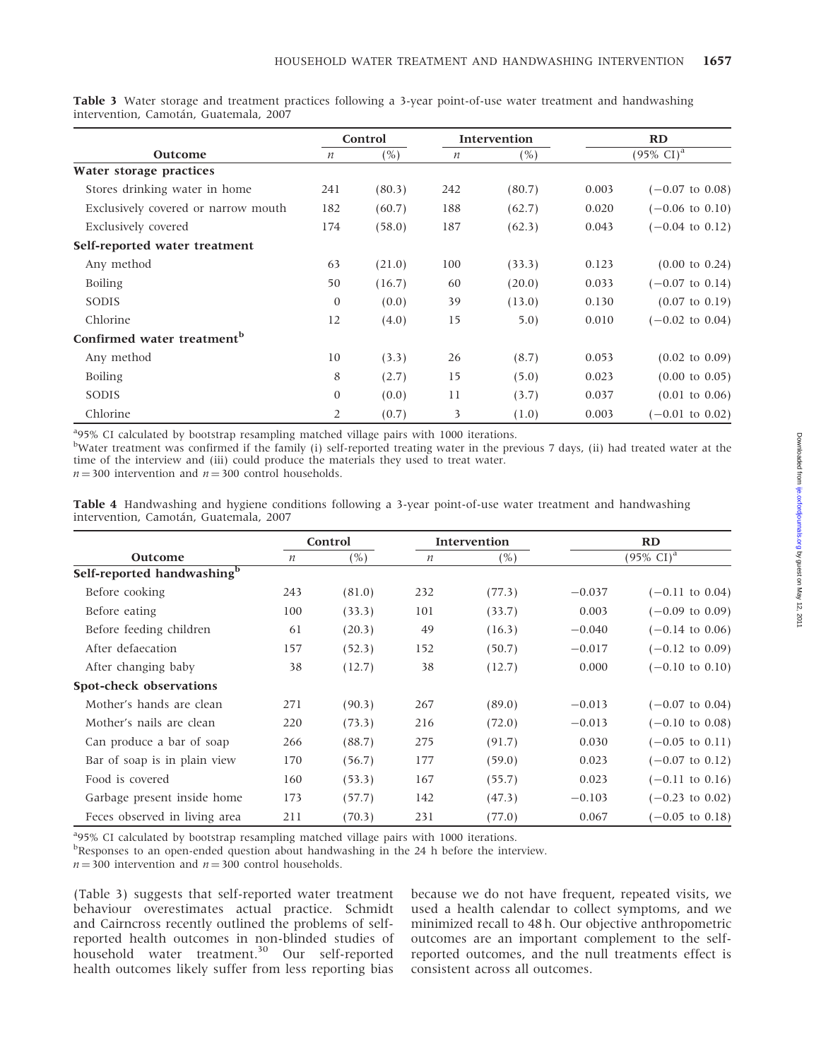**Table 3** Water storage and treatment practices following a 3-year point-of-use water treatment and handwashing intervention, Camotán, Guatemala, 2007

| Outcome | Control | | Intervention | | RD | |
|---|---|---|---|---|---|---|
| | $n$ | (%) | $n$ | (%) | (95% CI)[a] | |
| **Water storage practices** | | | | | | |
| Stores drinking water in home | 241 | (80.3) | 242 | (80.7) | 0.003 | (−0.07 to 0.08) |
| Exclusively covered or narrow mouth | 182 | (60.7) | 188 | (62.7) | 0.020 | (−0.06 to 0.10) |
| Exclusively covered | 174 | (58.0) | 187 | (62.3) | 0.043 | (−0.04 to 0.12) |
| **Self-reported water treatment** | | | | | | |
| Any method | 63 | (21.0) | 100 | (33.3) | 0.123 | (0.00 to 0.24) |
| Boiling | 50 | (16.7) | 60 | (20.0) | 0.033 | (−0.07 to 0.14) |
| SODIS | 0 | (0.0) | 39 | (13.0) | 0.130 | (0.07 to 0.19) |
| Chlorine | 12 | (4.0) | 15 | 5.0) | 0.010 | (−0.02 to 0.04) |
| **Confirmed water treatment[b]** | | | | | | |
| Any method | 10 | (3.3) | 26 | (8.7) | 0.053 | (0.02 to 0.09) |
| Boiling | 8 | (2.7) | 15 | (5.0) | 0.023 | (0.00 to 0.05) |
| SODIS | 0 | (0.0) | 11 | (3.7) | 0.037 | (0.01 to 0.06) |
| Chlorine | 2 | (0.7) | 3 | (1.0) | 0.003 | (−0.01 to 0.02) |

[a]95% CI calculated by bootstrap resampling matched village pairs with 1000 iterations.
[b]Water treatment was confirmed if the family (i) self-reported treating water in the previous 7 days, (ii) had treated water at the time of the interview and (iii) could produce the materials they used to treat water.
$n = 300$ intervention and $n = 300$ control households.

**Table 4** Handwashing and hygiene conditions following a 3-year point-of-use water treatment and handwashing intervention, Camotán, Guatemala, 2007

| Outcome | Control | | Intervention | | RD | |
|---|---|---|---|---|---|---|
| | $n$ | (%) | $n$ | (%) | (95% CI)[a] | |
| **Self-reported handwashing[b]** | | | | | | |
| Before cooking | 243 | (81.0) | 232 | (77.3) | −0.037 | (−0.11 to 0.04) |
| Before eating | 100 | (33.3) | 101 | (33.7) | 0.003 | (−0.09 to 0.09) |
| Before feeding children | 61 | (20.3) | 49 | (16.3) | −0.040 | (−0.14 to 0.06) |
| After defaecation | 157 | (52.3) | 152 | (50.7) | −0.017 | (−0.12 to 0.09) |
| After changing baby | 38 | (12.7) | 38 | (12.7) | 0.000 | (−0.10 to 0.10) |
| **Spot-check observations** | | | | | | |
| Mother's hands are clean | 271 | (90.3) | 267 | (89.0) | −0.013 | (−0.07 to 0.04) |
| Mother's nails are clean | 220 | (73.3) | 216 | (72.0) | −0.013 | (−0.10 to 0.08) |
| Can produce a bar of soap | 266 | (88.7) | 275 | (91.7) | 0.030 | (−0.05 to 0.11) |
| Bar of soap is in plain view | 170 | (56.7) | 177 | (59.0) | 0.023 | (−0.07 to 0.12) |
| Food is covered | 160 | (53.3) | 167 | (55.7) | 0.023 | (−0.11 to 0.16) |
| Garbage present inside home | 173 | (57.7) | 142 | (47.3) | −0.103 | (−0.23 to 0.02) |
| Feces observed in living area | 211 | (70.3) | 231 | (77.0) | 0.067 | (−0.05 to 0.18) |

[a]95% CI calculated by bootstrap resampling matched village pairs with 1000 iterations.
[b]Responses to an open-ended question about handwashing in the 24 h before the interview.
$n = 300$ intervention and $n = 300$ control households.

(Table 3) suggests that self-reported water treatment behaviour overestimates actual practice. Schmidt and Cairncross recently outlined the problems of self-reported health outcomes in non-blinded studies of household water treatment.[30] Our self-reported health outcomes likely suffer from less reporting bias because we do not have frequent, repeated visits, we used a health calendar to collect symptoms, and we minimized recall to 48 h. Our objective anthropometric outcomes are an important complement to the self-reported outcomes, and the null treatments effect is consistent across all outcomes.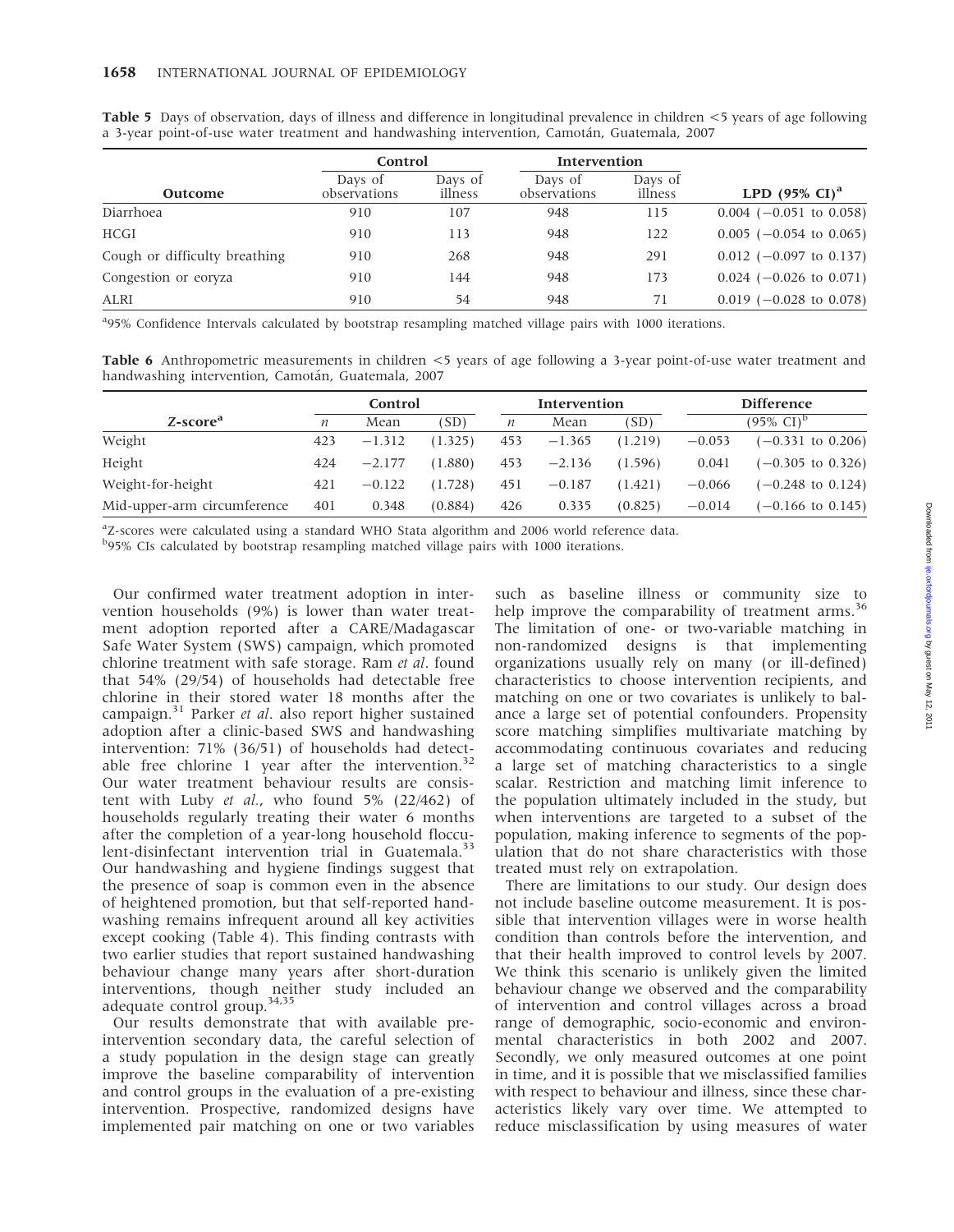**Table 5** Days of observation, days of illness and difference in longitudinal prevalence in children <5 years of age following a 3-year point-of-use water treatment and handwashing intervention, Camotán, Guatemala, 2007

| | Control | | Intervention | | |
|---|---|---|---|---|---|
| **Outcome** | Days of observations | Days of illness | Days of observations | Days of illness | LPD (95% CI)[a] |
| Diarrhoea | 910 | 107 | 948 | 115 | 0.004 (−0.051 to 0.058) |
| HCGI | 910 | 113 | 948 | 122 | 0.005 (−0.054 to 0.065) |
| Cough or difficulty breathing | 910 | 268 | 948 | 291 | 0.012 (−0.097 to 0.137) |
| Congestion or eoryza | 910 | 144 | 948 | 173 | 0.024 (−0.026 to 0.071) |
| ALRI | 910 | 54 | 948 | 71 | 0.019 (−0.028 to 0.078) |

[a]95% Confidence Intervals calculated by bootstrap resampling matched village pairs with 1000 iterations.

**Table 6** Anthropometric measurements in children <5 years of age following a 3-year point-of-use water treatment and handwashing intervention, Camotán, Guatemala, 2007

| | Control | | | Intervention | | | Difference | |
|---|---|---|---|---|---|---|---|---|
| ***Z*-score[a]** | *n* | Mean | (SD) | *n* | Mean | (SD) | | (95% CI)[b] |
| Weight | 423 | −1.312 | (1.325) | 453 | −1.365 | (1.219) | −0.053 | (−0.331 to 0.206) |
| Height | 424 | −2.177 | (1.880) | 453 | −2.136 | (1.596) | 0.041 | (−0.305 to 0.326) |
| Weight-for-height | 421 | −0.122 | (1.728) | 451 | −0.187 | (1.421) | −0.066 | (−0.248 to 0.124) |
| Mid-upper-arm circumference | 401 | 0.348 | (0.884) | 426 | 0.335 | (0.825) | −0.014 | (−0.166 to 0.145) |

[a]Z-scores were calculated using a standard WHO Stata algorithm and 2006 world reference data.
[b]95% CIs calculated by bootstrap resampling matched village pairs with 1000 iterations.

Our confirmed water treatment adoption in intervention households (9%) is lower than water treatment adoption reported after a CARE/Madagascar Safe Water System (SWS) campaign, which promoted chlorine treatment with safe storage. Ram *et al*. found that 54% (29/54) of households had detectable free chlorine in their stored water 18 months after the campaign.[31] Parker *et al*. also report higher sustained adoption after a clinic-based SWS and handwashing intervention: 71% (36/51) of households had detectable free chlorine 1 year after the intervention.[32] Our water treatment behaviour results are consistent with Luby *et al.*, who found 5% (22/462) of households regularly treating their water 6 months after the completion of a year-long household flocculent-disinfectant intervention trial in Guatemala.[33] Our handwashing and hygiene findings suggest that the presence of soap is common even in the absence of heightened promotion, but that self-reported handwashing remains infrequent around all key activities except cooking (Table 4). This finding contrasts with two earlier studies that report sustained handwashing behaviour change many years after short-duration interventions, though neither study included an adequate control group.[34,35]

Our results demonstrate that with available pre-intervention secondary data, the careful selection of a study population in the design stage can greatly improve the baseline comparability of intervention and control groups in the evaluation of a pre-existing intervention. Prospective, randomized designs have implemented pair matching on one or two variables such as baseline illness or community size to help improve the comparability of treatment arms.[36] The limitation of one- or two-variable matching in non-randomized designs is that implementing organizations usually rely on many (or ill-defined) characteristics to choose intervention recipients, and matching on one or two covariates is unlikely to balance a large set of potential confounders. Propensity score matching simplifies multivariate matching by accommodating continuous covariates and reducing a large set of matching characteristics to a single scalar. Restriction and matching limit inference to the population ultimately included in the study, but when interventions are targeted to a subset of the population, making inference to segments of the population that do not share characteristics with those treated must rely on extrapolation.

There are limitations to our study. Our design does not include baseline outcome measurement. It is possible that intervention villages were in worse health condition than controls before the intervention, and that their health improved to control levels by 2007. We think this scenario is unlikely given the limited behaviour change we observed and the comparability of intervention and control villages across a broad range of demographic, socio-economic and environmental characteristics in both 2002 and 2007. Secondly, we only measured outcomes at one point in time, and it is possible that we misclassified families with respect to behaviour and illness, since these characteristics likely vary over time. We attempted to reduce misclassification by using measures of water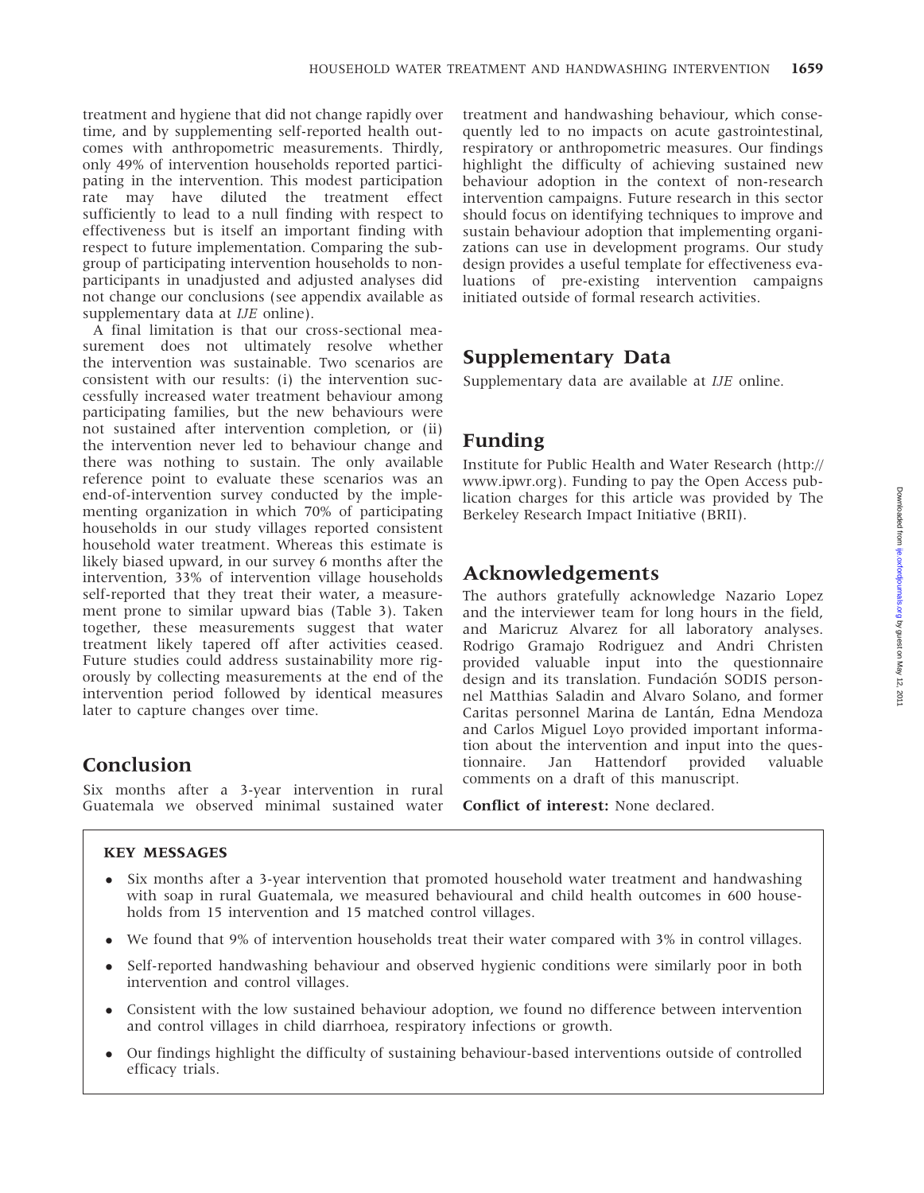treatment and hygiene that did not change rapidly over time, and by supplementing self-reported health outcomes with anthropometric measurements. Thirdly, only 49% of intervention households reported participating in the intervention. This modest participation rate may have diluted the treatment effect sufficiently to lead to a null finding with respect to effectiveness but is itself an important finding with respect to future implementation. Comparing the subgroup of participating intervention households to non-participants in unadjusted and adjusted analyses did not change our conclusions (see appendix available as supplementary data at *IJE* online).

A final limitation is that our cross-sectional measurement does not ultimately resolve whether the intervention was sustainable. Two scenarios are consistent with our results: (i) the intervention successfully increased water treatment behaviour among participating families, but the new behaviours were not sustained after intervention completion, or (ii) the intervention never led to behaviour change and there was nothing to sustain. The only available reference point to evaluate these scenarios was an end-of-intervention survey conducted by the implementing organization in which 70% of participating households in our study villages reported consistent household water treatment. Whereas this estimate is likely biased upward, in our survey 6 months after the intervention, 33% of intervention village households self-reported that they treat their water, a measurement prone to similar upward bias (Table 3). Taken together, these measurements suggest that water treatment likely tapered off after activities ceased. Future studies could address sustainability more rigorously by collecting measurements at the end of the intervention period followed by identical measures later to capture changes over time.

## Conclusion

Six months after a 3-year intervention in rural Guatemala we observed minimal sustained water treatment and handwashing behaviour, which consequently led to no impacts on acute gastrointestinal, respiratory or anthropometric measures. Our findings highlight the difficulty of achieving sustained new behaviour adoption in the context of non-research intervention campaigns. Future research in this sector should focus on identifying techniques to improve and sustain behaviour adoption that implementing organizations can use in development programs. Our study design provides a useful template for effectiveness evaluations of pre-existing intervention campaigns initiated outside of formal research activities.

## Supplementary Data

Supplementary data are available at *IJE* online.

## Funding

Institute for Public Health and Water Research (http://www.ipwr.org). Funding to pay the Open Access publication charges for this article was provided by The Berkeley Research Impact Initiative (BRII).

## Acknowledgements

The authors gratefully acknowledge Nazario Lopez and the interviewer team for long hours in the field, and Maricruz Alvarez for all laboratory analyses. Rodrigo Gramajo Rodriguez and Andri Christen provided valuable input into the questionnaire design and its translation. Fundación SODIS personnel Matthias Saladin and Alvaro Solano, and former Caritas personnel Marina de Lantán, Edna Mendoza and Carlos Miguel Loyo provided important information about the intervention and input into the questionnaire. Jan Hattendorf provided valuable comments on a draft of this manuscript.

**Conflict of interest:** None declared.

**KEY MESSAGES**

- Six months after a 3-year intervention that promoted household water treatment and handwashing with soap in rural Guatemala, we measured behavioural and child health outcomes in 600 households from 15 intervention and 15 matched control villages.
- We found that 9% of intervention households treat their water compared with 3% in control villages.
- Self-reported handwashing behaviour and observed hygienic conditions were similarly poor in both intervention and control villages.
- Consistent with the low sustained behaviour adoption, we found no difference between intervention and control villages in child diarrhoea, respiratory infections or growth.
- Our findings highlight the difficulty of sustaining behaviour-based interventions outside of controlled efficacy trials.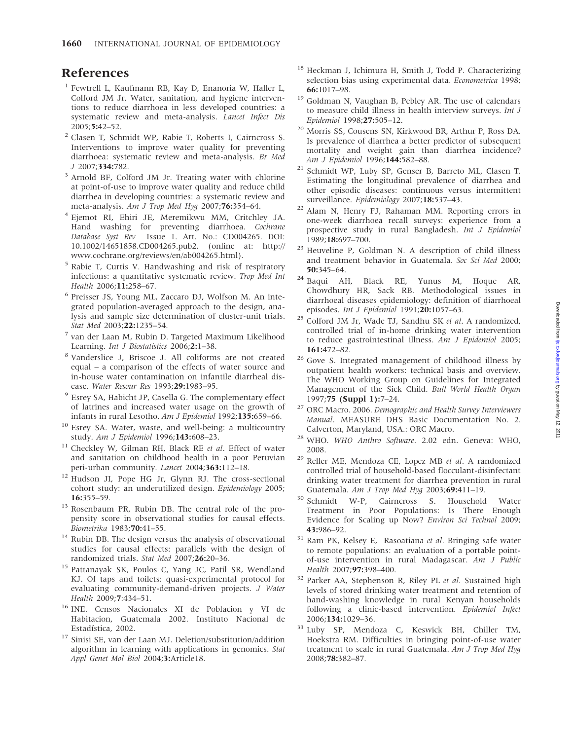# References

1. Fewtrell L, Kaufmann RB, Kay D, Enanoria W, Haller L, Colford JM Jr. Water, sanitation, and hygiene interventions to reduce diarrhoea in less developed countries: a systematic review and meta-analysis. *Lancet Infect Dis* 2005;**5:**42–52.
2. Clasen T, Schmidt WP, Rabie T, Roberts I, Cairncross S. Interventions to improve water quality for preventing diarrhoea: systematic review and meta-analysis. *Br Med J* 2007;**334:**782.
3. Arnold BF, Colford JM Jr. Treating water with chlorine at point-of-use to improve water quality and reduce child diarrhea in developing countries: a systematic review and meta-analysis. *Am J Trop Med Hyg* 2007;**76:**354–64.
4. Ejemot RI, Ehiri JE, Meremikwu MM, Critchley JA. Hand washing for preventing diarrhoea. *Cochrane Database Syst Rev* Issue 1. Art. No.: CD004265. DOI: 10.1002/14651858.CD004265.pub2. (online at: http://www.cochrane.org/reviews/en/ab004265.html).
5. Rabie T, Curtis V. Handwashing and risk of respiratory infections: a quantitative systematic review. *Trop Med Int Health* 2006;**11:**258–67.
6. Preisser JS, Young ML, Zaccaro DJ, Wolfson M. An integrated population-averaged approach to the design, analysis and sample size determination of cluster-unit trials. *Stat Med* 2003;**22:**1235–54.
7. van der Laan M, Rubin D. Targeted Maximum Likelihood Learning. *Int J Biostatistics* 2006;**2:**1–38.
8. Vanderslice J, Briscoe J. All coliforms are not created equal – a comparison of the effects of water source and in-house water contamination on infantile diarrheal disease. *Water Resour Res* 1993;**29:**1983–95.
9. Esrey SA, Habicht JP, Casella G. The complementary effect of latrines and increased water usage on the growth of infants in rural Lesotho. *Am J Epidemiol* 1992;**135:**659–66.
10. Esrey SA. Water, waste, and well-being: a multicountry study. *Am J Epidemiol* 1996;**143:**608–23.
11. Checkley W, Gilman RH, Black RE *et al*. Effect of water and sanitation on childhood health in a poor Peruvian peri-urban community. *Lancet* 2004;**363:**112–18.
12. Hudson JI, Pope HG Jr, Glynn RJ. The cross-sectional cohort study: an underutilized design. *Epidemiology* 2005; **16:**355–59.
13. Rosenbaum PR, Rubin DB. The central role of the propensity score in observational studies for causal effects. *Biometrika* 1983;**70:**41–55.
14. Rubin DB. The design versus the analysis of observational studies for causal effects: parallels with the design of randomized trials. *Stat Med* 2007;**26:**20–36.
15. Pattanayak SK, Poulos C, Yang JC, Patil SR, Wendland KJ. Of taps and toilets: quasi-experimental protocol for evaluating community-demand-driven projects. *J Water Health* 2009;**7**:434–51.
16. INE. Censos Nacionales XI de Poblacion y VI de Habitacion, Guatemala 2002. Instituto Nacional de Estadística, 2002.
17. Sinisi SE, van der Laan MJ. Deletion/substitution/addition algorithm in learning with applications in genomics. *Stat Appl Genet Mol Biol* 2004;**3:**Article18.
18. Heckman J, Ichimura H, Smith J, Todd P. Characterizing selection bias using experimental data. *Econometrica* 1998; **66:**1017–98.
19. Goldman N, Vaughan B, Pebley AR. The use of calendars to measure child illness in health interview surveys. *Int J Epidemiol* 1998;**27:**505–12.
20. Morris SS, Cousens SN, Kirkwood BR, Arthur P, Ross DA. Is prevalence of diarrhea a better predictor of subsequent mortality and weight gain than diarrhea incidence? *Am J Epidemiol* 1996;**144:**582–88.
21. Schmidt WP, Luby SP, Genser B, Barreto ML, Clasen T. Estimating the longitudinal prevalence of diarrhea and other episodic diseases: continuous versus intermittent surveillance. *Epidemiology* 2007;**18:**537–43.
22. Alam N, Henry FJ, Rahaman MM. Reporting errors in one-week diarrhoea recall surveys: experience from a prospective study in rural Bangladesh. *Int J Epidemiol* 1989;**18:**697–700.
23. Heuveline P, Goldman N. A description of child illness and treatment behavior in Guatemala. *Soc Sci Med* 2000; **50:**345–64.
24. Baqui AH, Black RE, Yunus M, Hoque AR, Chowdhury HR, Sack RB. Methodological issues in diarrhoeal diseases epidemiology: definition of diarrhoeal episodes. *Int J Epidemiol* 1991;**20:**1057–63.
25. Colford JM Jr, Wade TJ, Sandhu SK *et al*. A randomized, controlled trial of in-home drinking water intervention to reduce gastrointestinal illness. *Am J Epidemiol* 2005; **161:**472–82.
26. Gove S. Integrated management of childhood illness by outpatient health workers: technical basis and overview. The WHO Working Group on Guidelines for Integrated Management of the Sick Child. *Bull World Health Organ* 1997;**75 (Suppl 1):**7–24.
27. ORC Macro. 2006. *Demographic and Health Survey Interviewers Manual*. MEASURE DHS Basic Documentation No. 2. Calverton, Maryland, USA.: ORC Macro.
28. WHO. *WHO Anthro Software*. 2.02 edn. Geneva: WHO, 2008.
29. Reller ME, Mendoza CE, Lopez MB *et al*. A randomized controlled trial of household-based flocculant-disinfectant drinking water treatment for diarrhea prevention in rural Guatemala. *Am J Trop Med Hyg* 2003;**69:**411–19.
30. Schmidt W-P, Cairncross S. Household Water Treatment in Poor Populations: Is There Enough Evidence for Scaling up Now? *Environ Sci Technol* 2009; **43:**986–92.
31. Ram PK, Kelsey E, Rasoatiana *et al*. Bringing safe water to remote populations: an evaluation of a portable point-of-use intervention in rural Madagascar. *Am J Public Health* 2007;**97:**398–400.
32. Parker AA, Stephenson R, Riley PL *et al*. Sustained high levels of stored drinking water treatment and retention of hand-washing knowledge in rural Kenyan households following a clinic-based intervention. *Epidemiol Infect* 2006;**134:**1029–36.
33. Luby SP, Mendoza C, Keswick BH, Chiller TM, Hoekstra RM. Difficulties in bringing point-of-use water treatment to scale in rural Guatemala. *Am J Trop Med Hyg* 2008;**78:**382–87.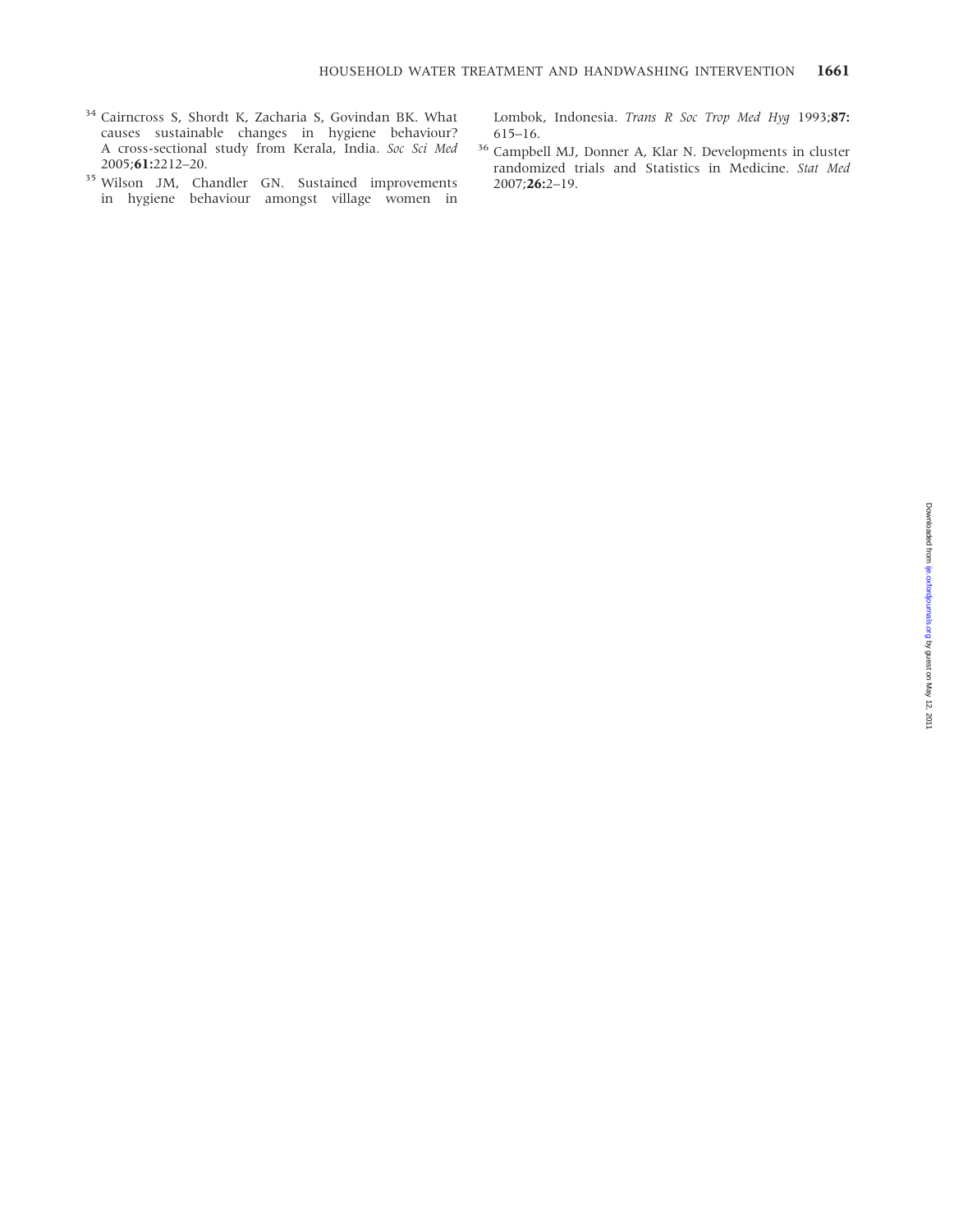[34] Cairncross S, Shordt K, Zacharia S, Govindan BK. What causes sustainable changes in hygiene behaviour? A cross-sectional study from Kerala, India. *Soc Sci Med* 2005;**61:**2212–20.

[35] Wilson JM, Chandler GN. Sustained improvements in hygiene behaviour amongst village women in Lombok, Indonesia. *Trans R Soc Trop Med Hyg* 1993;**87:** 615–16.

[36] Campbell MJ, Donner A, Klar N. Developments in cluster randomized trials and Statistics in Medicine. *Stat Med* 2007;**26:**2–19.